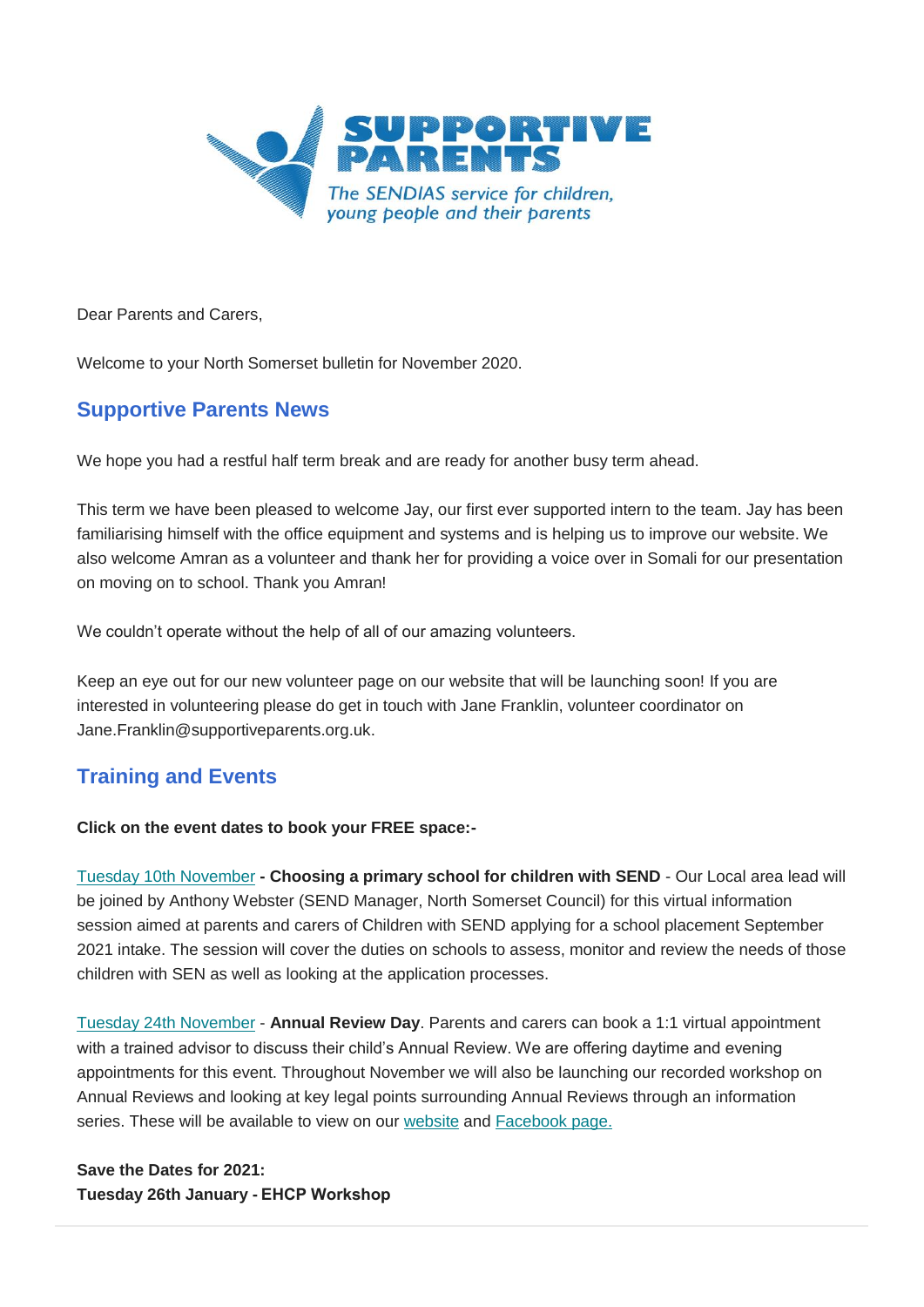Dear Parents and Carers,

Welcome to your North Somerset bulletin for November 2020.

## Supportive Parents News

We hope you had a restful half term break and are ready for another busy term ahead.

This term we have been pleased to welcome Jay, our first ever supported intern to the team. Jay has been familiarising himself with the office equipment and systems and is helping us to improve our website. We also welcome Amran as a volunteer and thank her for providing a voice over in Somali for our presentation on moving on to school. Thank you Amran!

We couldn't operate without the help of all of our amazing volunteers.

Keep an eye out for our new volunteer page on our website that will be launching soon! If you are interested in volunteering please do get in touch with Jane Franklin, volunteer coordinator on Jane.Franklin@supportiveparents.org.uk.

## Training and Events

**Click on the event dates to book your FREE space:-**

Tuesday 10th November **- Choosing a primary school for children with SEND** - Our Local area lead will be joined by Anthony Webster (SEND Manager, North Somerset Council) for this virtual information session aimed at parents and carers of Children with SEND applying for a school placement September 2021 intake. The session will cover the duties on schools to assess, monitor and review the needs of those children with SEN as well as looking at the application processes.

Tuesday 24th November - **Annual Review Day**. Parents and carers can book a 1:1 virtual appointment with a trained advisor to discuss their child's Annual Review. We are offering daytime and evening appointments for this event. Throughout November we will also be launching our recorded workshop on Annual Reviews and looking at key legal points surrounding Annual Reviews through an information series. These will be available to view on our website and Facebook page.

**Save the Dates for 2021:**
**Tuesday 26th January - EHCP Workshop**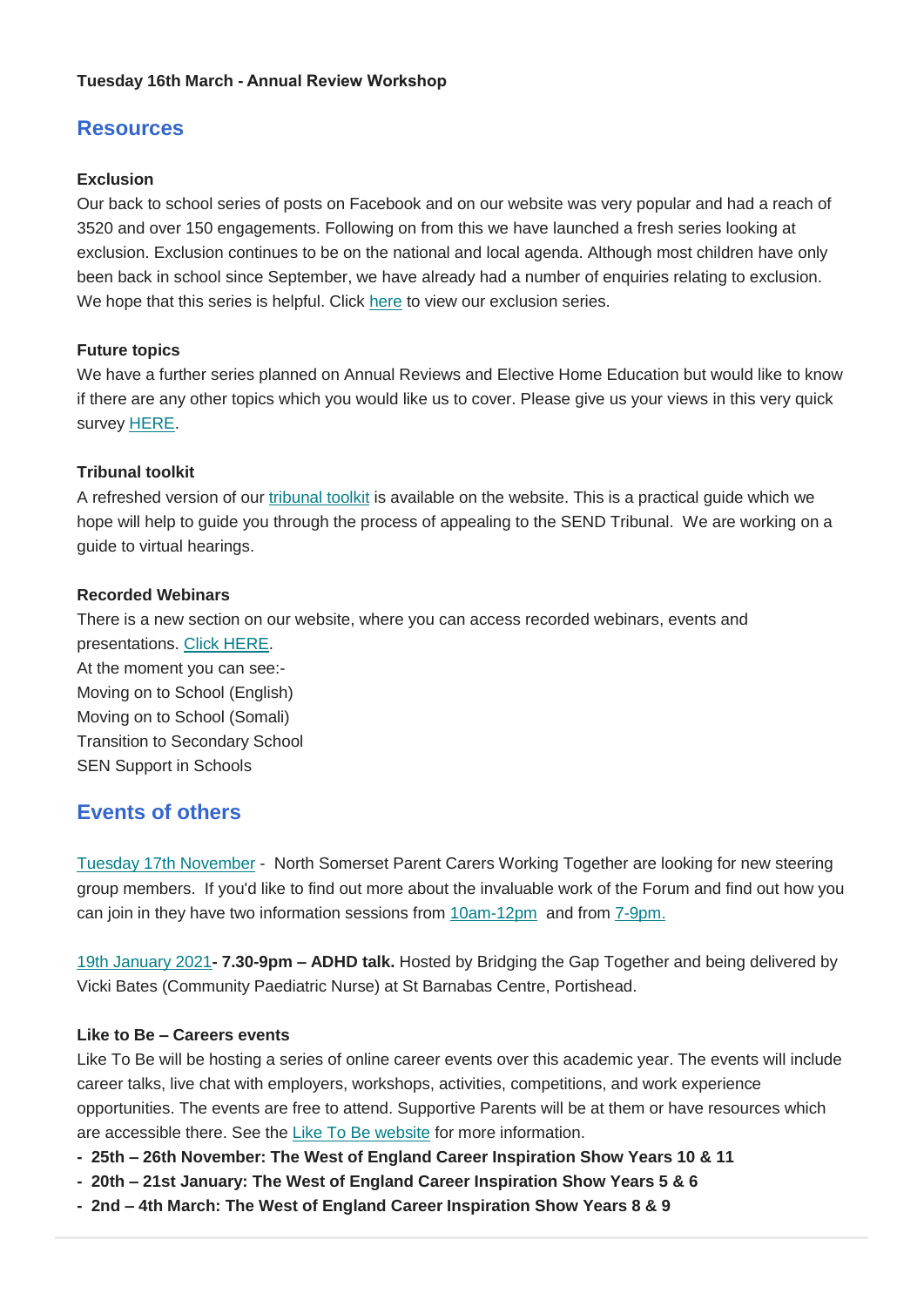**Tuesday 16th March - Annual Review Workshop**

## Resources

**Exclusion**

Our back to school series of posts on Facebook and on our website was very popular and had a reach of 3520 and over 150 engagements. Following on from this we have launched a fresh series looking at exclusion. Exclusion continues to be on the national and local agenda. Although most children have only been back in school since September, we have already had a number of enquiries relating to exclusion. We hope that this series is helpful. Click here to view our exclusion series.

**Future topics**

We have a further series planned on Annual Reviews and Elective Home Education but would like to know if there are any other topics which you would like us to cover. Please give us your views in this very quick survey HERE.

**Tribunal toolkit**

A refreshed version of our tribunal toolkit is available on the website. This is a practical guide which we hope will help to guide you through the process of appealing to the SEND Tribunal. We are working on a guide to virtual hearings.

**Recorded Webinars**

There is a new section on our website, where you can access recorded webinars, events and presentations. Click HERE.
At the moment you can see:-
Moving on to School (English)
Moving on to School (Somali)
Transition to Secondary School
SEN Support in Schools

## Events of others

Tuesday 17th November - North Somerset Parent Carers Working Together are looking for new steering group members. If you'd like to find out more about the invaluable work of the Forum and find out how you can join in they have two information sessions from 10am-12pm and from 7-9pm.

19th January 2021**- 7.30-9pm – ADHD talk.** Hosted by Bridging the Gap Together and being delivered by Vicki Bates (Community Paediatric Nurse) at St Barnabas Centre, Portishead.

**Like to Be – Careers events**

Like To Be will be hosting a series of online career events over this academic year. The events will include career talks, live chat with employers, workshops, activities, competitions, and work experience opportunities. The events are free to attend. Supportive Parents will be at them or have resources which are accessible there. See the Like To Be website for more information.

- **25th – 26th November: The West of England Career Inspiration Show Years 10 & 11**
- **20th – 21st January: The West of England Career Inspiration Show Years 5 & 6**
- **2nd – 4th March: The West of England Career Inspiration Show Years 8 & 9**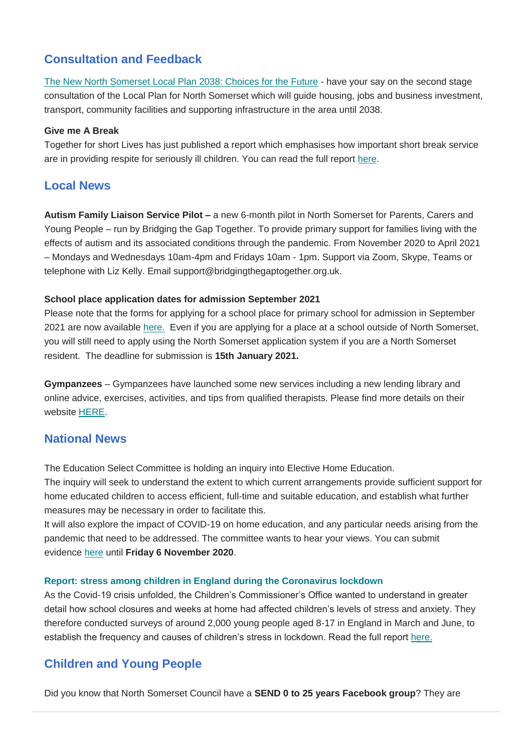## Consultation and Feedback

The New North Somerset Local Plan 2038: Choices for the Future - have your say on the second stage consultation of the Local Plan for North Somerset which will guide housing, jobs and business investment, transport, community facilities and supporting infrastructure in the area until 2038.

**Give me A Break**

Together for short Lives has just published a report which emphasises how important short break service are in providing respite for seriously ill children. You can read the full report here.

## Local News

**Autism Family Liaison Service Pilot –** a new 6-month pilot in North Somerset for Parents, Carers and Young People – run by Bridging the Gap Together. To provide primary support for families living with the effects of autism and its associated conditions through the pandemic. From November 2020 to April 2021 – Mondays and Wednesdays 10am-4pm and Fridays 10am - 1pm. Support via Zoom, Skype, Teams or telephone with Liz Kelly. Email support@bridgingthegaptogether.org.uk.

**School place application dates for admission September 2021**

Please note that the forms for applying for a school place for primary school for admission in September 2021 are now available here. Even if you are applying for a place at a school outside of North Somerset, you will still need to apply using the North Somerset application system if you are a North Somerset resident. The deadline for submission is **15th January 2021.**

**Gympanzees** – Gympanzees have launched some new services including a new lending library and online advice, exercises, activities, and tips from qualified therapists. Please find more details on their website HERE.

## National News

The Education Select Committee is holding an inquiry into Elective Home Education.

The inquiry will seek to understand the extent to which current arrangements provide sufficient support for home educated children to access efficient, full-time and suitable education, and establish what further measures may be necessary in order to facilitate this.

It will also explore the impact of COVID-19 on home education, and any particular needs arising from the pandemic that need to be addressed. The committee wants to hear your views. You can submit evidence here until **Friday 6 November 2020**.

### Report: stress among children in England during the Coronavirus lockdown

As the Covid-19 crisis unfolded, the Children's Commissioner's Office wanted to understand in greater detail how school closures and weeks at home had affected children's levels of stress and anxiety. They therefore conducted surveys of around 2,000 young people aged 8-17 in England in March and June, to establish the frequency and causes of children's stress in lockdown. Read the full report here.

## Children and Young People

Did you know that North Somerset Council have a **SEND 0 to 25 years Facebook group**? They are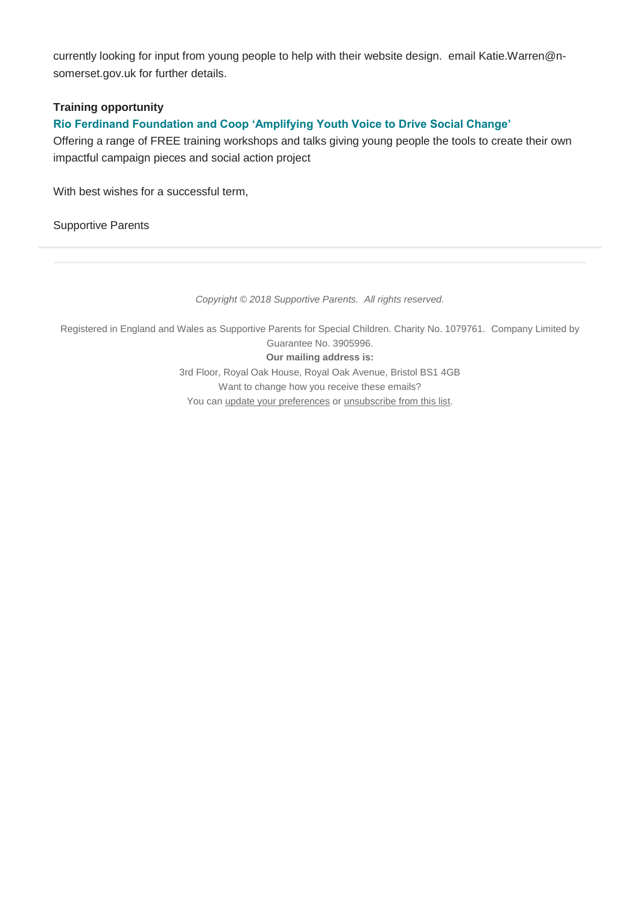currently looking for input from young people to help with their website design. email Katie.Warren@n-somerset.gov.uk for further details.

**Training opportunity**

**Rio Ferdinand Foundation and Coop 'Amplifying Youth Voice to Drive Social Change'**

Offering a range of FREE training workshops and talks giving young people the tools to create their own impactful campaign pieces and social action project

With best wishes for a successful term,

Supportive Parents

---

*Copyright © 2018 Supportive Parents. All rights reserved.*

Registered in England and Wales as Supportive Parents for Special Children. Charity No. 1079761. Company Limited by Guarantee No. 3905996.

**Our mailing address is:**

3rd Floor, Royal Oak House, Royal Oak Avenue, Bristol BS1 4GB

Want to change how you receive these emails?

You can update your preferences or unsubscribe from this list.